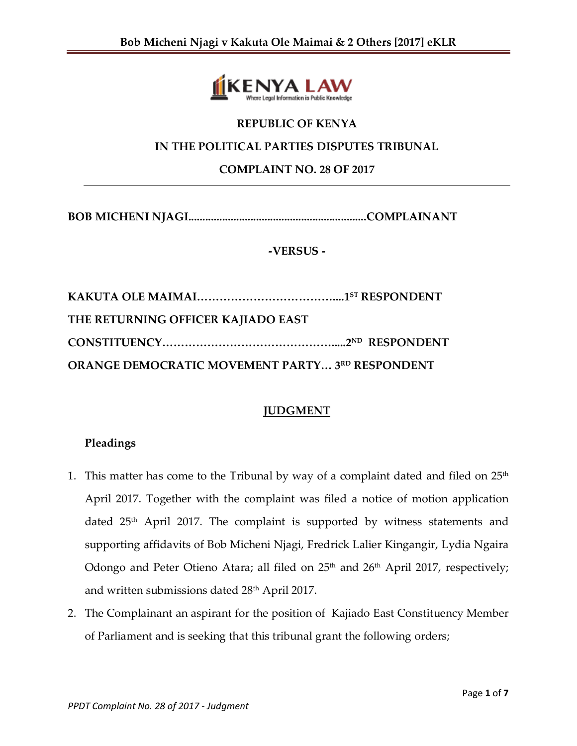**REPUBLIC OF KENYA**

**IN THE POLITICAL PARTIES DISPUTES TRIBUNAL**

**COMPLAINT NO. 28 OF 2017**

---

**BOB MICHENI NJAGI..............................................................COMPLAINANT**

**-VERSUS -**

**KAKUTA OLE MAIMAI………………………………....1ST RESPONDENT**

**THE RETURNING OFFICER KAJIADO EAST**

**CONSTITUENCY……………………………………….....2ND RESPONDENT**

**ORANGE DEMOCRATIC MOVEMENT PARTY… 3RD RESPONDENT**

## JUDGMENT

### Pleadings

1. This matter has come to the Tribunal by way of a complaint dated and filed on 25th April 2017. Together with the complaint was filed a notice of motion application dated 25th April 2017. The complaint is supported by witness statements and supporting affidavits of Bob Micheni Njagi, Fredrick Lalier Kingangir, Lydia Ngaira Odongo and Peter Otieno Atara; all filed on 25th and 26th April 2017, respectively; and written submissions dated 28th April 2017.
2. The Complainant an aspirant for the position of Kajiado East Constituency Member of Parliament and is seeking that this tribunal grant the following orders;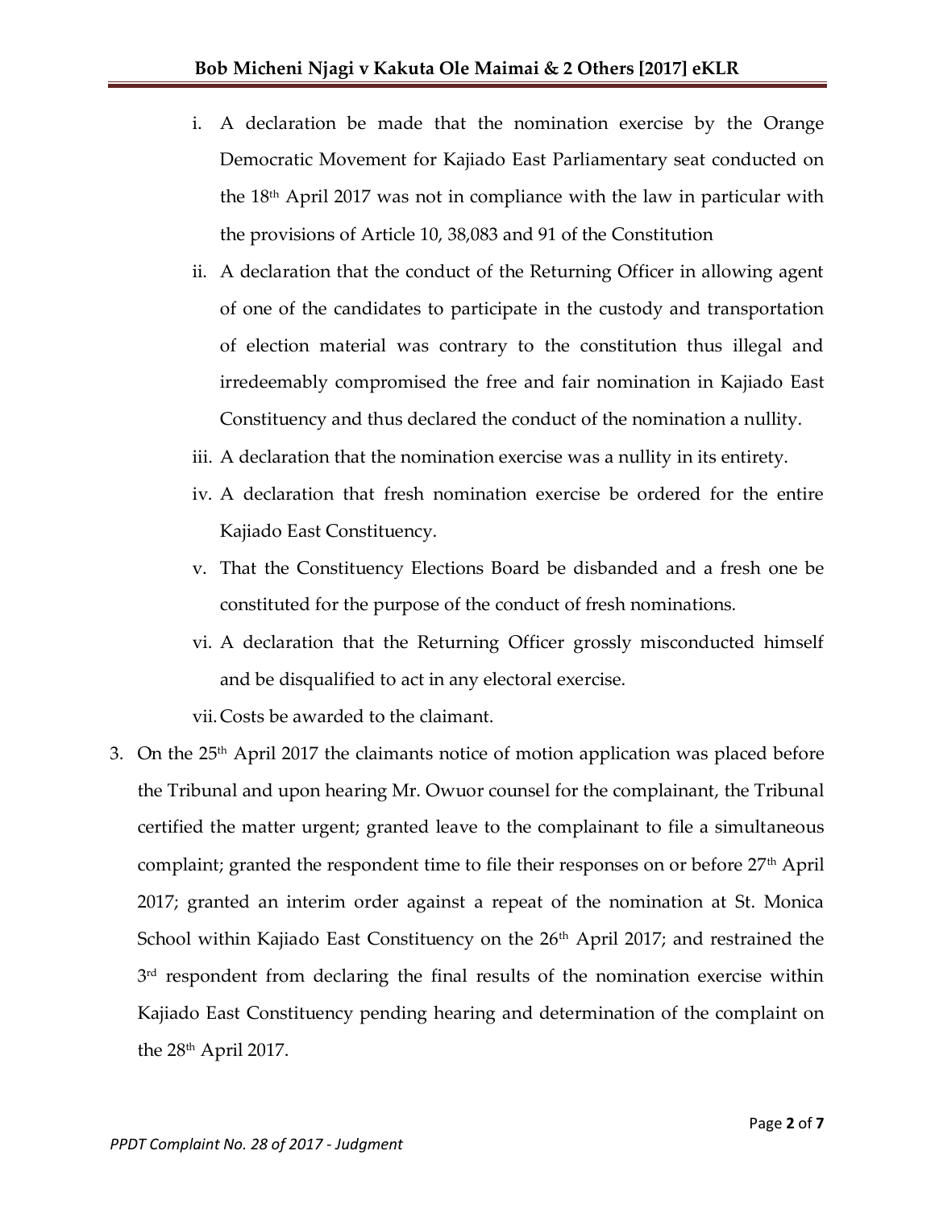i. A declaration be made that the nomination exercise by the Orange Democratic Movement for Kajiado East Parliamentary seat conducted on the 18th April 2017 was not in compliance with the law in particular with the provisions of Article 10, 38,083 and 91 of the Constitution

ii. A declaration that the conduct of the Returning Officer in allowing agent of one of the candidates to participate in the custody and transportation of election material was contrary to the constitution thus illegal and irredeemably compromised the free and fair nomination in Kajiado East Constituency and thus declared the conduct of the nomination a nullity.

iii. A declaration that the nomination exercise was a nullity in its entirety.

iv. A declaration that fresh nomination exercise be ordered for the entire Kajiado East Constituency.

v. That the Constituency Elections Board be disbanded and a fresh one be constituted for the purpose of the conduct of fresh nominations.

vi. A declaration that the Returning Officer grossly misconducted himself and be disqualified to act in any electoral exercise.

vii. Costs be awarded to the claimant.

3. On the 25th April 2017 the claimants notice of motion application was placed before the Tribunal and upon hearing Mr. Owuor counsel for the complainant, the Tribunal certified the matter urgent; granted leave to the complainant to file a simultaneous complaint; granted the respondent time to file their responses on or before 27th April 2017; granted an interim order against a repeat of the nomination at St. Monica School within Kajiado East Constituency on the 26th April 2017; and restrained the 3rd respondent from declaring the final results of the nomination exercise within Kajiado East Constituency pending hearing and determination of the complaint on the 28th April 2017.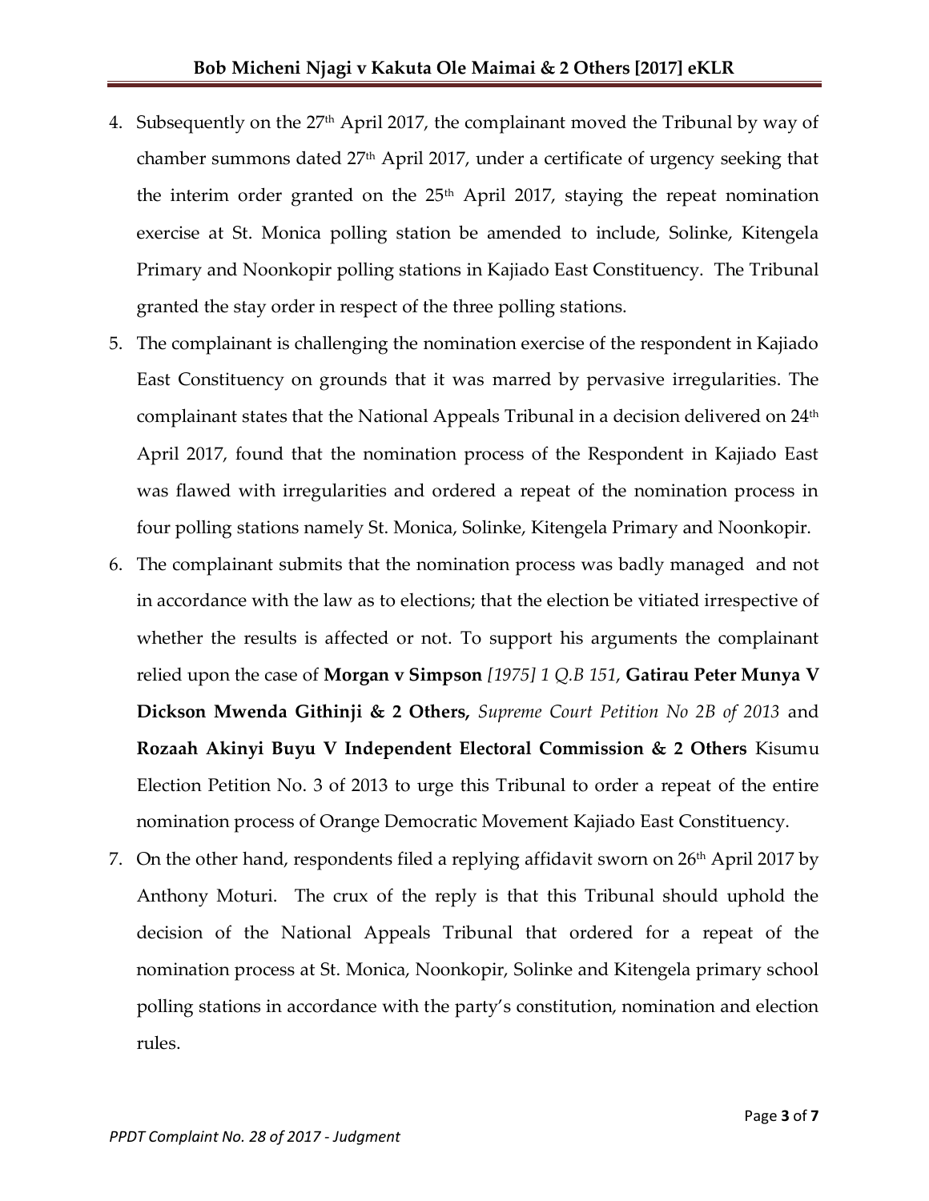4. Subsequently on the 27th April 2017, the complainant moved the Tribunal by way of chamber summons dated 27th April 2017, under a certificate of urgency seeking that the interim order granted on the 25th April 2017, staying the repeat nomination exercise at St. Monica polling station be amended to include, Solinke, Kitengela Primary and Noonkopir polling stations in Kajiado East Constituency. The Tribunal granted the stay order in respect of the three polling stations.
5. The complainant is challenging the nomination exercise of the respondent in Kajiado East Constituency on grounds that it was marred by pervasive irregularities. The complainant states that the National Appeals Tribunal in a decision delivered on 24th April 2017, found that the nomination process of the Respondent in Kajiado East was flawed with irregularities and ordered a repeat of the nomination process in four polling stations namely St. Monica, Solinke, Kitengela Primary and Noonkopir.
6. The complainant submits that the nomination process was badly managed and not in accordance with the law as to elections; that the election be vitiated irrespective of whether the results is affected or not. To support his arguments the complainant relied upon the case of **Morgan v Simpson** *[1975] 1 Q.B 151*, **Gatirau Peter Munya V Dickson Mwenda Githinji & 2 Others,** *Supreme Court Petition No 2B of 2013* and **Rozaah Akinyi Buyu V Independent Electoral Commission & 2 Others** Kisumu Election Petition No. 3 of 2013 to urge this Tribunal to order a repeat of the entire nomination process of Orange Democratic Movement Kajiado East Constituency.
7. On the other hand, respondents filed a replying affidavit sworn on 26th April 2017 by Anthony Moturi. The crux of the reply is that this Tribunal should uphold the decision of the National Appeals Tribunal that ordered for a repeat of the nomination process at St. Monica, Noonkopir, Solinke and Kitengela primary school polling stations in accordance with the party's constitution, nomination and election rules.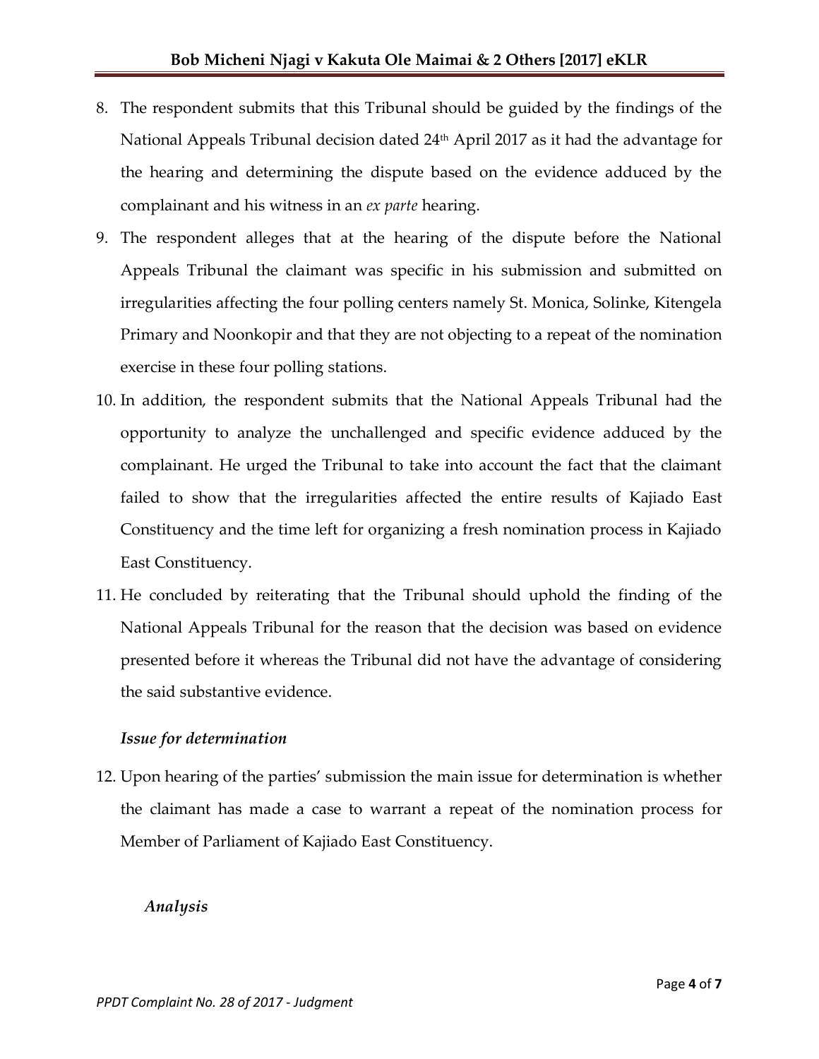8. The respondent submits that this Tribunal should be guided by the findings of the National Appeals Tribunal decision dated 24th April 2017 as it had the advantage for the hearing and determining the dispute based on the evidence adduced by the complainant and his witness in an *ex parte* hearing.
9. The respondent alleges that at the hearing of the dispute before the National Appeals Tribunal the claimant was specific in his submission and submitted on irregularities affecting the four polling centers namely St. Monica, Solinke, Kitengela Primary and Noonkopir and that they are not objecting to a repeat of the nomination exercise in these four polling stations.
10. In addition, the respondent submits that the National Appeals Tribunal had the opportunity to analyze the unchallenged and specific evidence adduced by the complainant. He urged the Tribunal to take into account the fact that the claimant failed to show that the irregularities affected the entire results of Kajiado East Constituency and the time left for organizing a fresh nomination process in Kajiado East Constituency.
11. He concluded by reiterating that the Tribunal should uphold the finding of the National Appeals Tribunal for the reason that the decision was based on evidence presented before it whereas the Tribunal did not have the advantage of considering the said substantive evidence.

### *Issue for determination*

12. Upon hearing of the parties' submission the main issue for determination is whether the claimant has made a case to warrant a repeat of the nomination process for Member of Parliament of Kajiado East Constituency.

### *Analysis*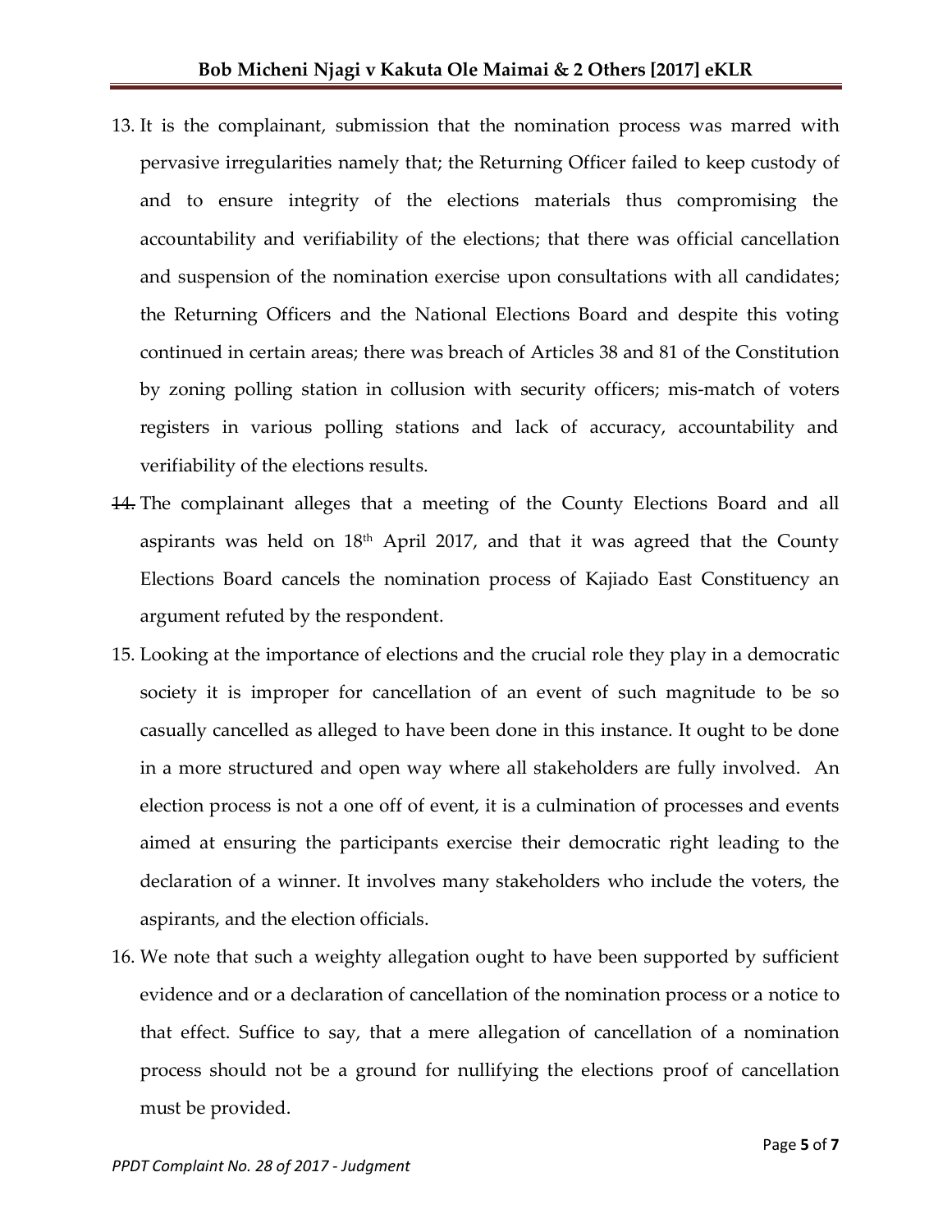13. It is the complainant, submission that the nomination process was marred with pervasive irregularities namely that; the Returning Officer failed to keep custody of and to ensure integrity of the elections materials thus compromising the accountability and verifiability of the elections; that there was official cancellation and suspension of the nomination exercise upon consultations with all candidates; the Returning Officers and the National Elections Board and despite this voting continued in certain areas; there was breach of Articles 38 and 81 of the Constitution by zoning polling station in collusion with security officers; mis-match of voters registers in various polling stations and lack of accuracy, accountability and verifiability of the elections results.
14. The complainant alleges that a meeting of the County Elections Board and all aspirants was held on 18th April 2017, and that it was agreed that the County Elections Board cancels the nomination process of Kajiado East Constituency an argument refuted by the respondent.
15. Looking at the importance of elections and the crucial role they play in a democratic society it is improper for cancellation of an event of such magnitude to be so casually cancelled as alleged to have been done in this instance. It ought to be done in a more structured and open way where all stakeholders are fully involved. An election process is not a one off of event, it is a culmination of processes and events aimed at ensuring the participants exercise their democratic right leading to the declaration of a winner. It involves many stakeholders who include the voters, the aspirants, and the election officials.
16. We note that such a weighty allegation ought to have been supported by sufficient evidence and or a declaration of cancellation of the nomination process or a notice to that effect. Suffice to say, that a mere allegation of cancellation of a nomination process should not be a ground for nullifying the elections proof of cancellation must be provided.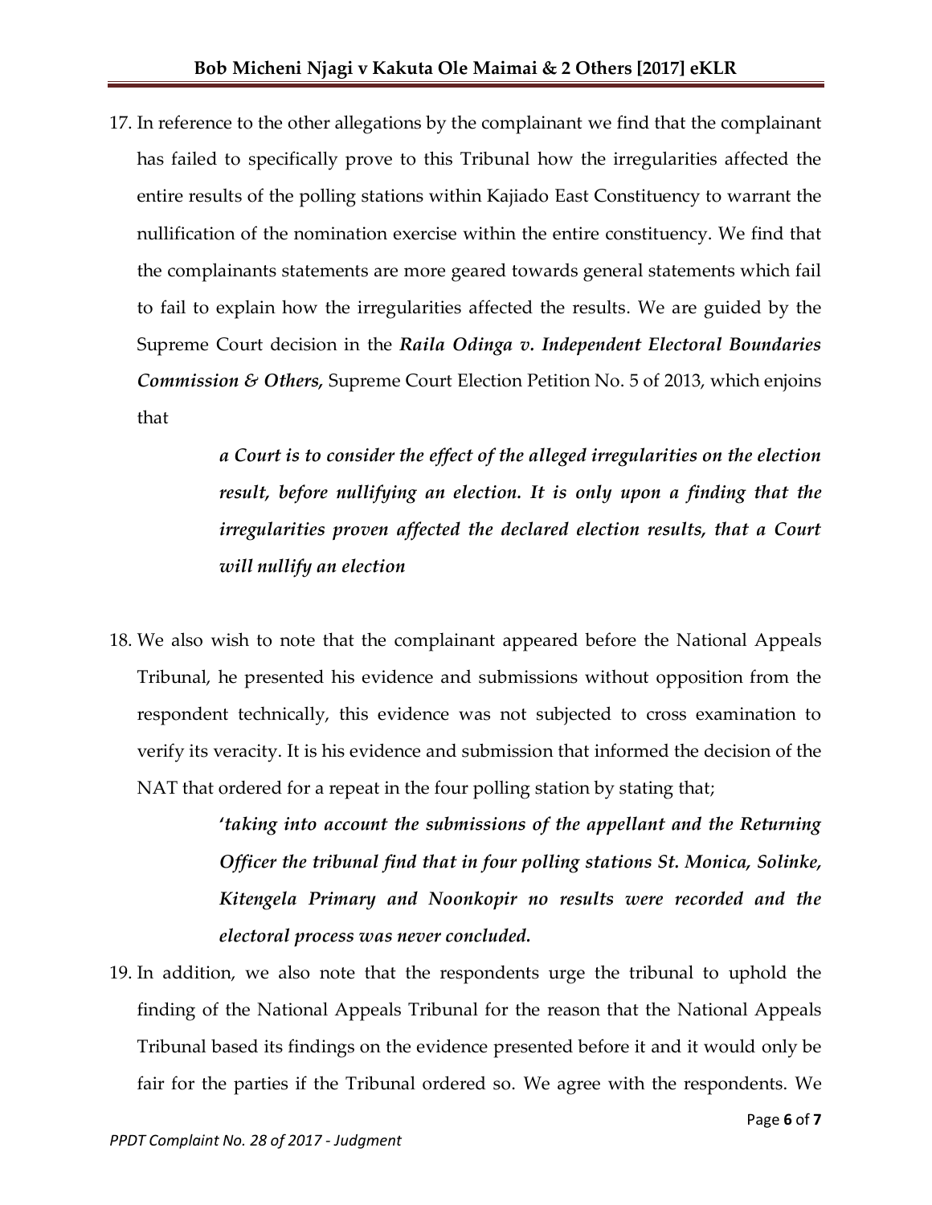17. In reference to the other allegations by the complainant we find that the complainant has failed to specifically prove to this Tribunal how the irregularities affected the entire results of the polling stations within Kajiado East Constituency to warrant the nullification of the nomination exercise within the entire constituency. We find that the complainants statements are more geared towards general statements which fail to fail to explain how the irregularities affected the results. We are guided by the Supreme Court decision in the ***Raila Odinga v. Independent Electoral Boundaries Commission & Others,*** Supreme Court Election Petition No. 5 of 2013, which enjoins that

> ***a Court is to consider the effect of the alleged irregularities on the election result, before nullifying an election. It is only upon a finding that the irregularities proven affected the declared election results, that a Court will nullify an election***

18. We also wish to note that the complainant appeared before the National Appeals Tribunal, he presented his evidence and submissions without opposition from the respondent technically, this evidence was not subjected to cross examination to verify its veracity. It is his evidence and submission that informed the decision of the NAT that ordered for a repeat in the four polling station by stating that;

> ***'taking into account the submissions of the appellant and the Returning Officer the tribunal find that in four polling stations St. Monica, Solinke, Kitengela Primary and Noonkopir no results were recorded and the electoral process was never concluded.***

19. In addition, we also note that the respondents urge the tribunal to uphold the finding of the National Appeals Tribunal for the reason that the National Appeals Tribunal based its findings on the evidence presented before it and it would only be fair for the parties if the Tribunal ordered so. We agree with the respondents. We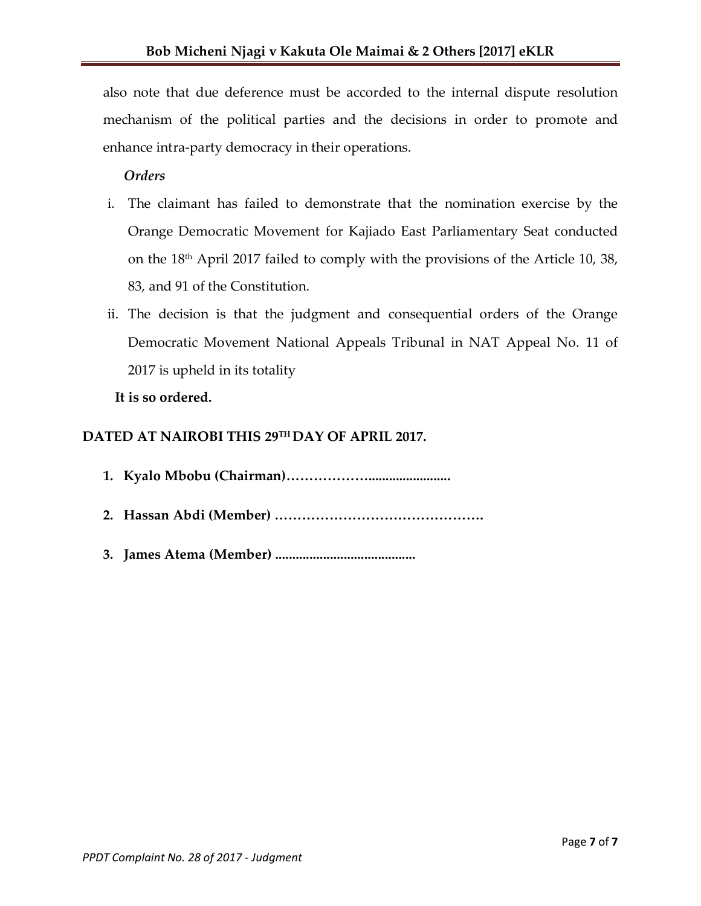also note that due deference must be accorded to the internal dispute resolution mechanism of the political parties and the decisions in order to promote and enhance intra-party democracy in their operations.

*Orders*

i. The claimant has failed to demonstrate that the nomination exercise by the Orange Democratic Movement for Kajiado East Parliamentary Seat conducted on the 18th April 2017 failed to comply with the provisions of the Article 10, 38, 83, and 91 of the Constitution.
ii. The decision is that the judgment and consequential orders of the Orange Democratic Movement National Appeals Tribunal in NAT Appeal No. 11 of 2017 is upheld in its totality

**It is so ordered.**

**DATED AT NAIROBI THIS 29TH DAY OF APRIL 2017.**

1. **Kyalo Mbobu (Chairman)………………........................**
2. **Hassan Abdi (Member) ……………………………………….**
3. **James Atema (Member) .........................................**